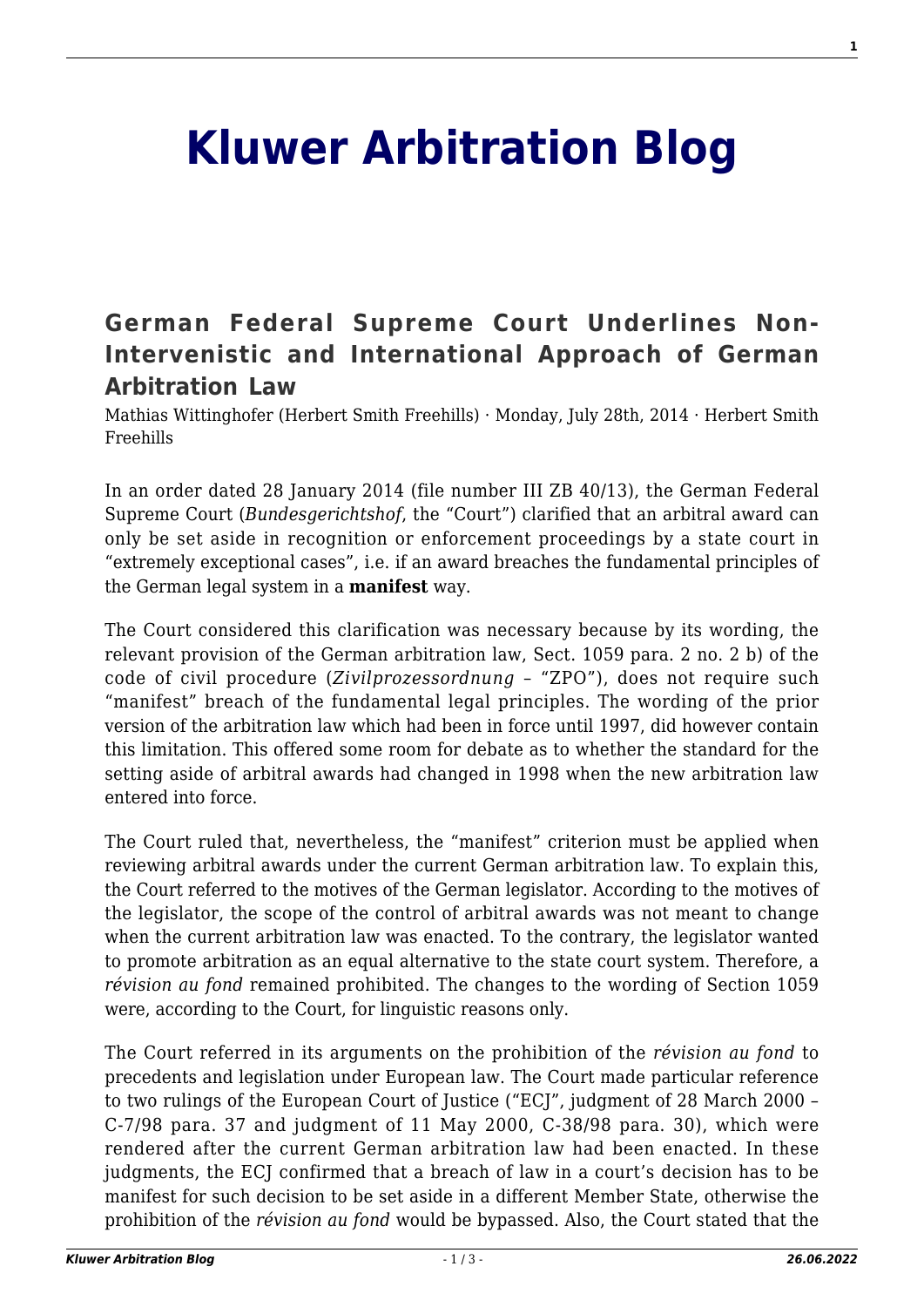# Kluwer Arbitration Blog

## German Federal Supreme Court Underlines Non-Intervenistic and International Approach of German Arbitration Law

Mathias Wittinghofer (Herbert Smith Freehills) · Monday, July 28th, 2014 · Herbert Smith Freehills

In an order dated 28 January 2014 (file number III ZB 40/13), the German Federal Supreme Court (*Bundesgerichtshof*, the "Court") clarified that an arbitral award can only be set aside in recognition or enforcement proceedings by a state court in "extremely exceptional cases", i.e. if an award breaches the fundamental principles of the German legal system in a **manifest** way.

The Court considered this clarification was necessary because by its wording, the relevant provision of the German arbitration law, Sect. 1059 para. 2 no. 2 b) of the code of civil procedure (*Zivilprozessordnung* – "ZPO"), does not require such "manifest" breach of the fundamental legal principles. The wording of the prior version of the arbitration law which had been in force until 1997, did however contain this limitation. This offered some room for debate as to whether the standard for the setting aside of arbitral awards had changed in 1998 when the new arbitration law entered into force.

The Court ruled that, nevertheless, the "manifest" criterion must be applied when reviewing arbitral awards under the current German arbitration law. To explain this, the Court referred to the motives of the German legislator. According to the motives of the legislator, the scope of the control of arbitral awards was not meant to change when the current arbitration law was enacted. To the contrary, the legislator wanted to promote arbitration as an equal alternative to the state court system. Therefore, a *révision au fond* remained prohibited. The changes to the wording of Section 1059 were, according to the Court, for linguistic reasons only.

The Court referred in its arguments on the prohibition of the *révision au fond* to precedents and legislation under European law. The Court made particular reference to two rulings of the European Court of Justice ("ECJ", judgment of 28 March 2000 – C-7/98 para. 37 and judgment of 11 May 2000, C-38/98 para. 30), which were rendered after the current German arbitration law had been enacted. In these judgments, the ECJ confirmed that a breach of law in a court's decision has to be manifest for such decision to be set aside in a different Member State, otherwise the prohibition of the *révision au fond* would be bypassed. Also, the Court stated that the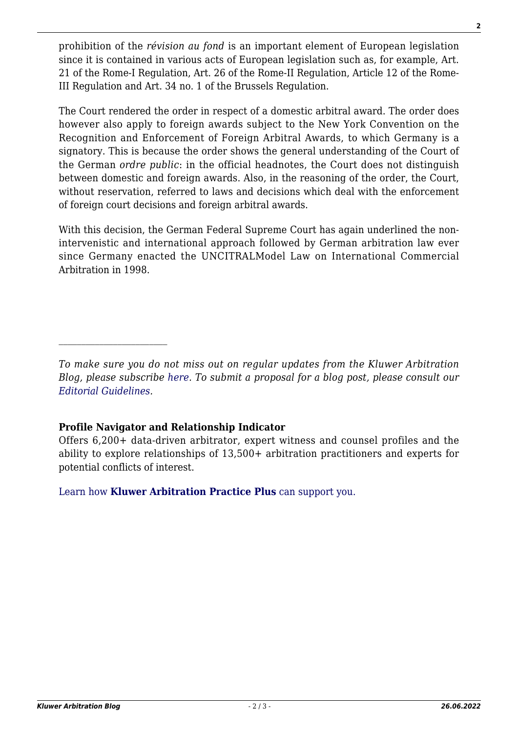prohibition of the *révision au fond* is an important element of European legislation since it is contained in various acts of European legislation such as, for example, Art. 21 of the Rome-I Regulation, Art. 26 of the Rome-II Regulation, Article 12 of the Rome-III Regulation and Art. 34 no. 1 of the Brussels Regulation.

The Court rendered the order in respect of a domestic arbitral award. The order does however also apply to foreign awards subject to the New York Convention on the Recognition and Enforcement of Foreign Arbitral Awards, to which Germany is a signatory. This is because the order shows the general understanding of the Court of the German *ordre public*: in the official headnotes, the Court does not distinguish between domestic and foreign awards. Also, in the reasoning of the order, the Court, without reservation, referred to laws and decisions which deal with the enforcement of foreign court decisions and foreign arbitral awards.

With this decision, the German Federal Supreme Court has again underlined the non-intervenistic and international approach followed by German arbitration law ever since Germany enacted the UNCITRALModel Law on International Commercial Arbitration in 1998.

---

*To make sure you do not miss out on regular updates from the Kluwer Arbitration Blog, please subscribe here. To submit a proposal for a blog post, please consult our Editorial Guidelines.*

**Profile Navigator and Relationship Indicator**
Offers 6,200+ data-driven arbitrator, expert witness and counsel profiles and the ability to explore relationships of 13,500+ arbitration practitioners and experts for potential conflicts of interest.

Learn how **Kluwer Arbitration Practice Plus** can support you.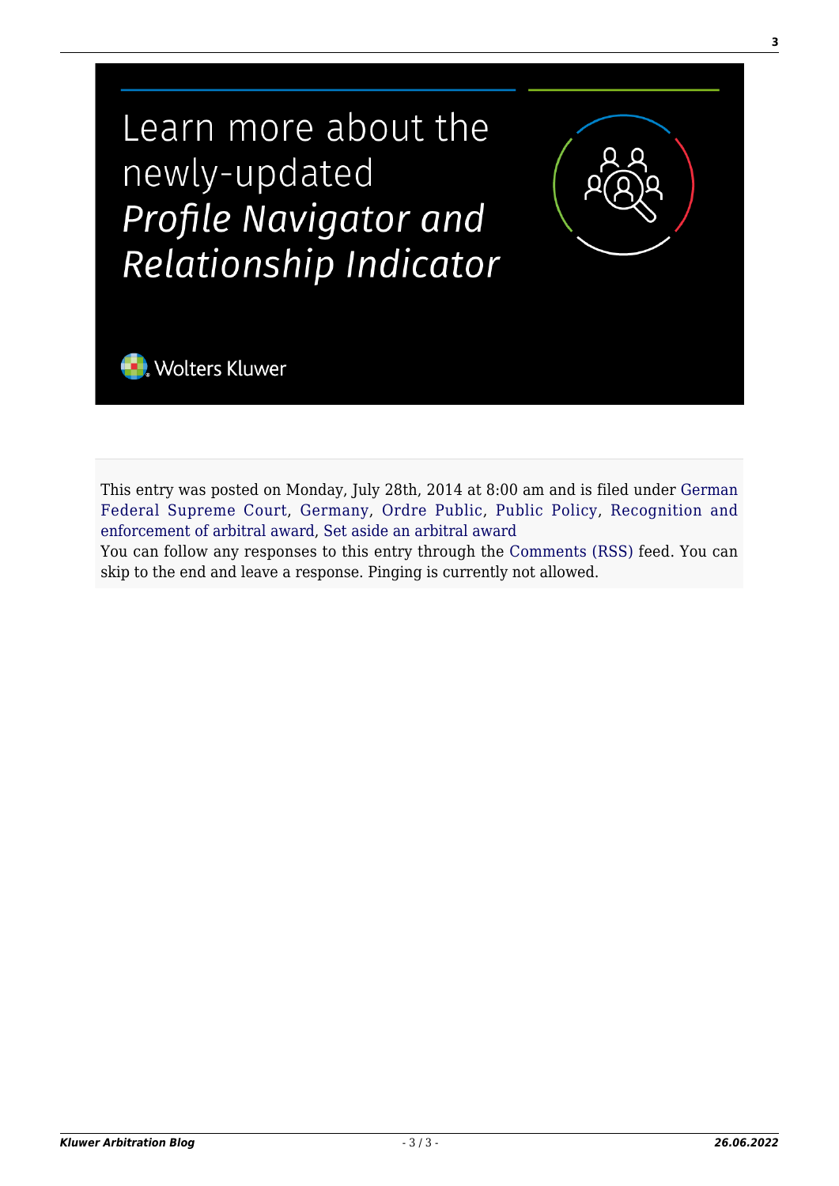Learn more about the newly-updated *Profile Navigator and Relationship Indicator*

Wolters Kluwer

This entry was posted on Monday, July 28th, 2014 at 8:00 am and is filed under German Federal Supreme Court, Germany, Ordre Public, Public Policy, Recognition and enforcement of arbitral award, Set aside an arbitral award

You can follow any responses to this entry through the Comments (RSS) feed. You can skip to the end and leave a response. Pinging is currently not allowed.